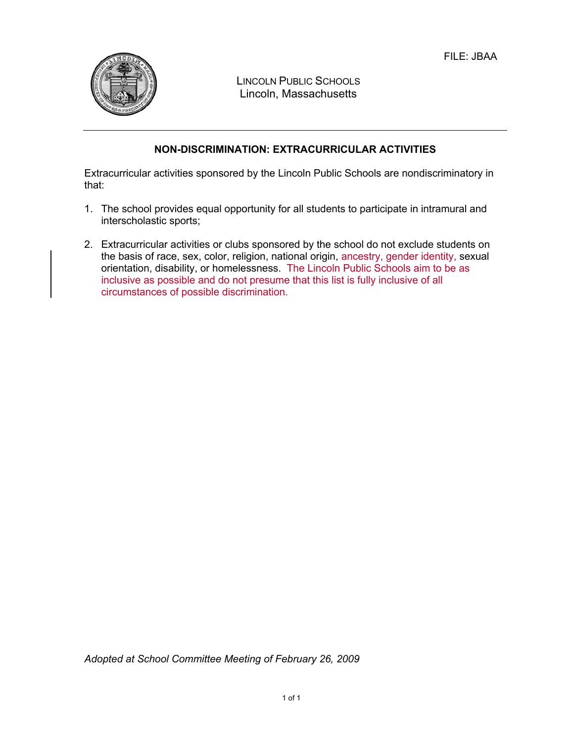FILE: JBAA

LINCOLN PUBLIC SCHOOLS
Lincoln, Massachusetts

## NON-DISCRIMINATION: EXTRACURRICULAR ACTIVITIES

Extracurricular activities sponsored by the Lincoln Public Schools are nondiscriminatory in that:

1. The school provides equal opportunity for all students to participate in intramural and interscholastic sports;

2. Extracurricular activities or clubs sponsored by the school do not exclude students on the basis of race, sex, color, religion, national origin, ancestry, gender identity, sexual orientation, disability, or homelessness. The Lincoln Public Schools aim to be as inclusive as possible and do not presume that this list is fully inclusive of all circumstances of possible discrimination.

*Adopted at School Committee Meeting of February 26, 2009*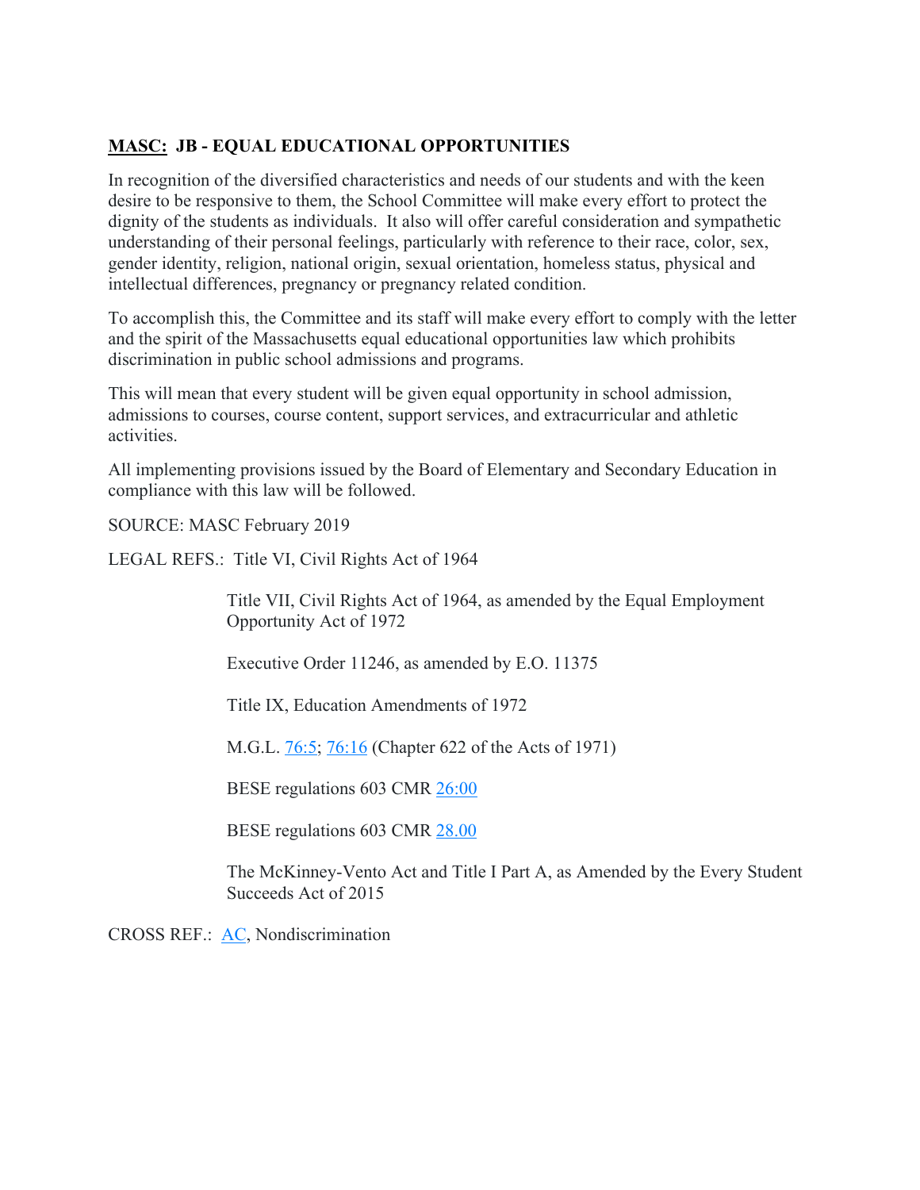## **MASC:** JB - EQUAL EDUCATIONAL OPPORTUNITIES

In recognition of the diversified characteristics and needs of our students and with the keen desire to be responsive to them, the School Committee will make every effort to protect the dignity of the students as individuals. It also will offer careful consideration and sympathetic understanding of their personal feelings, particularly with reference to their race, color, sex, gender identity, religion, national origin, sexual orientation, homeless status, physical and intellectual differences, pregnancy or pregnancy related condition.

To accomplish this, the Committee and its staff will make every effort to comply with the letter and the spirit of the Massachusetts equal educational opportunities law which prohibits discrimination in public school admissions and programs.

This will mean that every student will be given equal opportunity in school admission, admissions to courses, course content, support services, and extracurricular and athletic activities.

All implementing provisions issued by the Board of Elementary and Secondary Education in compliance with this law will be followed.

SOURCE: MASC February 2019

LEGAL REFS.: Title VI, Civil Rights Act of 1964

Title VII, Civil Rights Act of 1964, as amended by the Equal Employment Opportunity Act of 1972

Executive Order 11246, as amended by E.O. 11375

Title IX, Education Amendments of 1972

M.G.L. 76:5; 76:16 (Chapter 622 of the Acts of 1971)

BESE regulations 603 CMR 26:00

BESE regulations 603 CMR 28.00

The McKinney-Vento Act and Title I Part A, as Amended by the Every Student Succeeds Act of 2015

CROSS REF.: AC, Nondiscrimination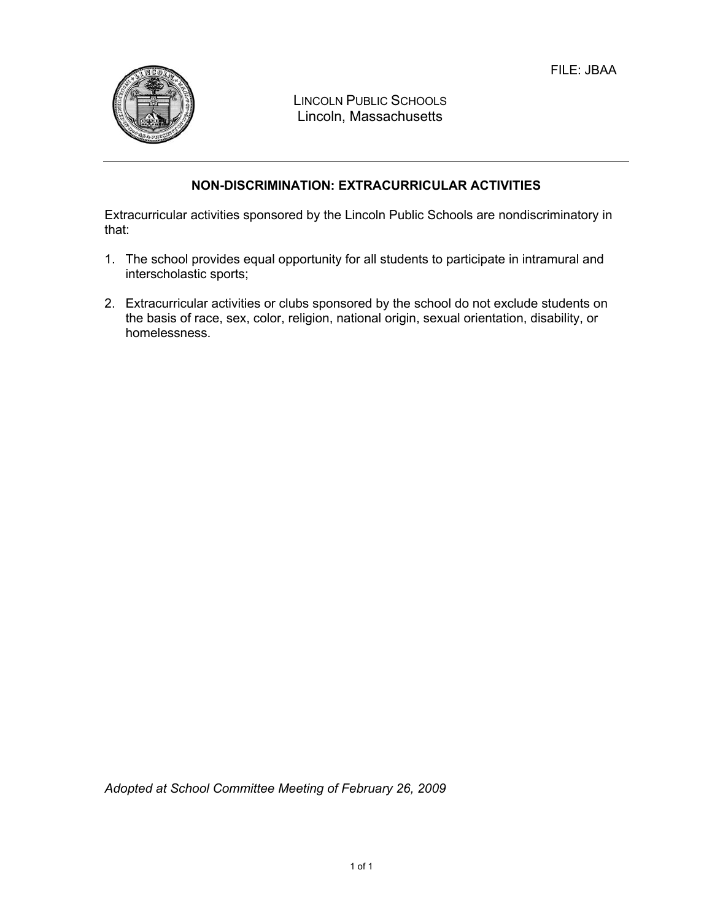FILE: JBAA

LINCOLN PUBLIC SCHOOLS
Lincoln, Massachusetts

## NON-DISCRIMINATION: EXTRACURRICULAR ACTIVITIES

Extracurricular activities sponsored by the Lincoln Public Schools are nondiscriminatory in that:

1. The school provides equal opportunity for all students to participate in intramural and interscholastic sports;

2. Extracurricular activities or clubs sponsored by the school do not exclude students on the basis of race, sex, color, religion, national origin, sexual orientation, disability, or homelessness.

*Adopted at School Committee Meeting of February 26, 2009*